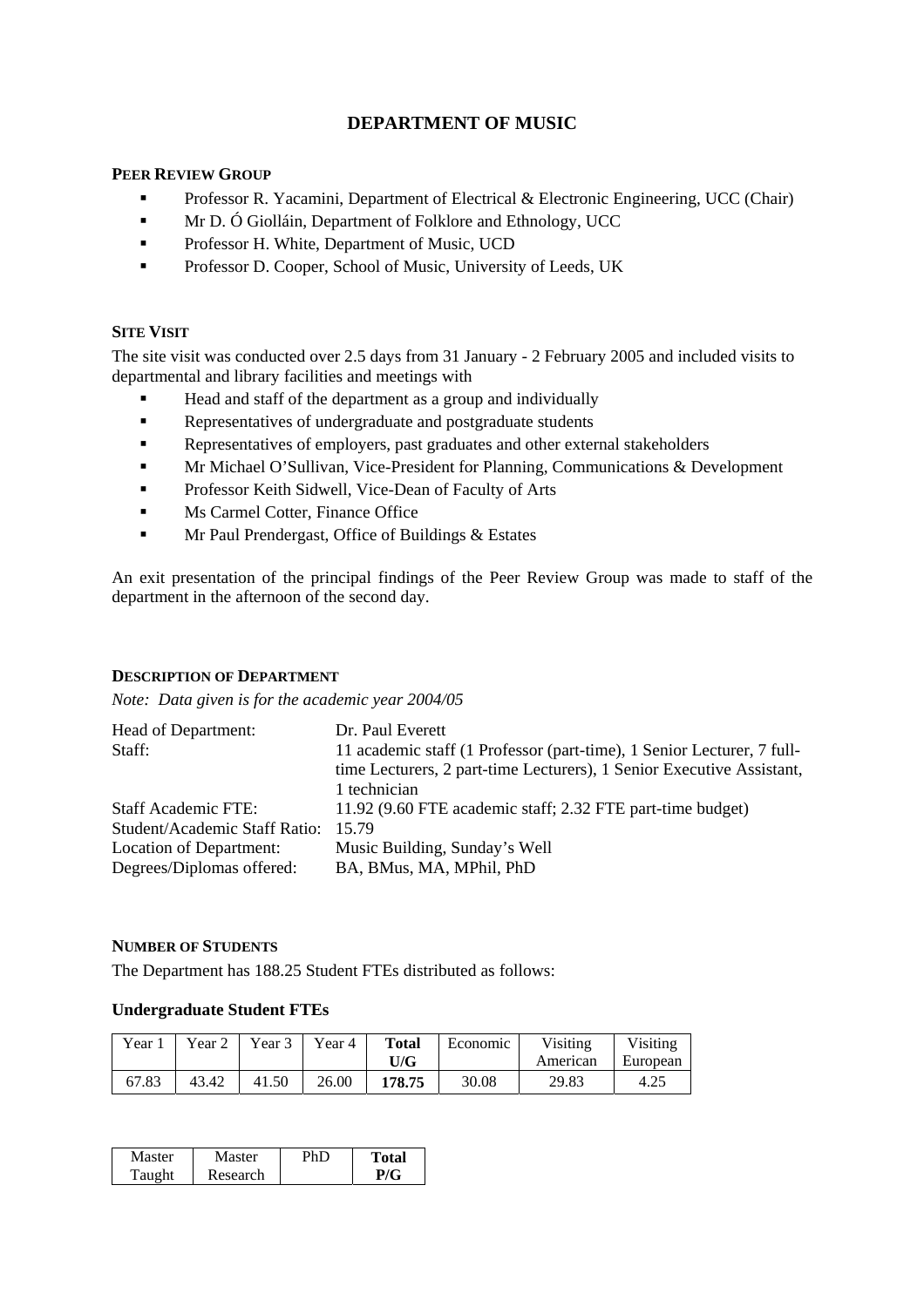# DEPARTMENT OF MUSIC

## Peer Review Group

- Professor R. Yacamini, Department of Electrical & Electronic Engineering, UCC (Chair)
- Mr D. Ó Giolláin, Department of Folklore and Ethnology, UCC
- Professor H. White, Department of Music, UCD
- Professor D. Cooper, School of Music, University of Leeds, UK

## Site Visit

The site visit was conducted over 2.5 days from 31 January - 2 February 2005 and included visits to departmental and library facilities and meetings with

- Head and staff of the department as a group and individually
- Representatives of undergraduate and postgraduate students
- Representatives of employers, past graduates and other external stakeholders
- Mr Michael O'Sullivan, Vice-President for Planning, Communications & Development
- Professor Keith Sidwell, Vice-Dean of Faculty of Arts
- Ms Carmel Cotter, Finance Office
- Mr Paul Prendergast, Office of Buildings & Estates

An exit presentation of the principal findings of the Peer Review Group was made to staff of the department in the afternoon of the second day.

## Description of Department

*Note: Data given is for the academic year 2004/05*

| | |
|---|---|
| Head of Department: | Dr. Paul Everett |
| Staff: | 11 academic staff (1 Professor (part-time), 1 Senior Lecturer, 7 full-time Lecturers), 2 part-time Lecturers), 1 Senior Executive Assistant, 1 technician |
| Staff Academic FTE: | 11.92 (9.60 FTE academic staff; 2.32 FTE part-time budget) |
| Student/Academic Staff Ratio: | 15.79 |
| Location of Department: | Music Building, Sunday's Well |
| Degrees/Diplomas offered: | BA, BMus, MA, MPhil, PhD |

## Number of Students

The Department has 188.25 Student FTEs distributed as follows:

### Undergraduate Student FTEs

| Year 1 | Year 2 | Year 3 | Year 4 | **Total U/G** | Economic | Visiting American | Visiting European |
|---|---|---|---|---|---|---|---|
| 67.83 | 43.42 | 41.50 | 26.00 | **178.75** | 30.08 | 29.83 | 4.25 |

| Master Taught | Master Research | PhD | **Total P/G** |
|---|---|---|---|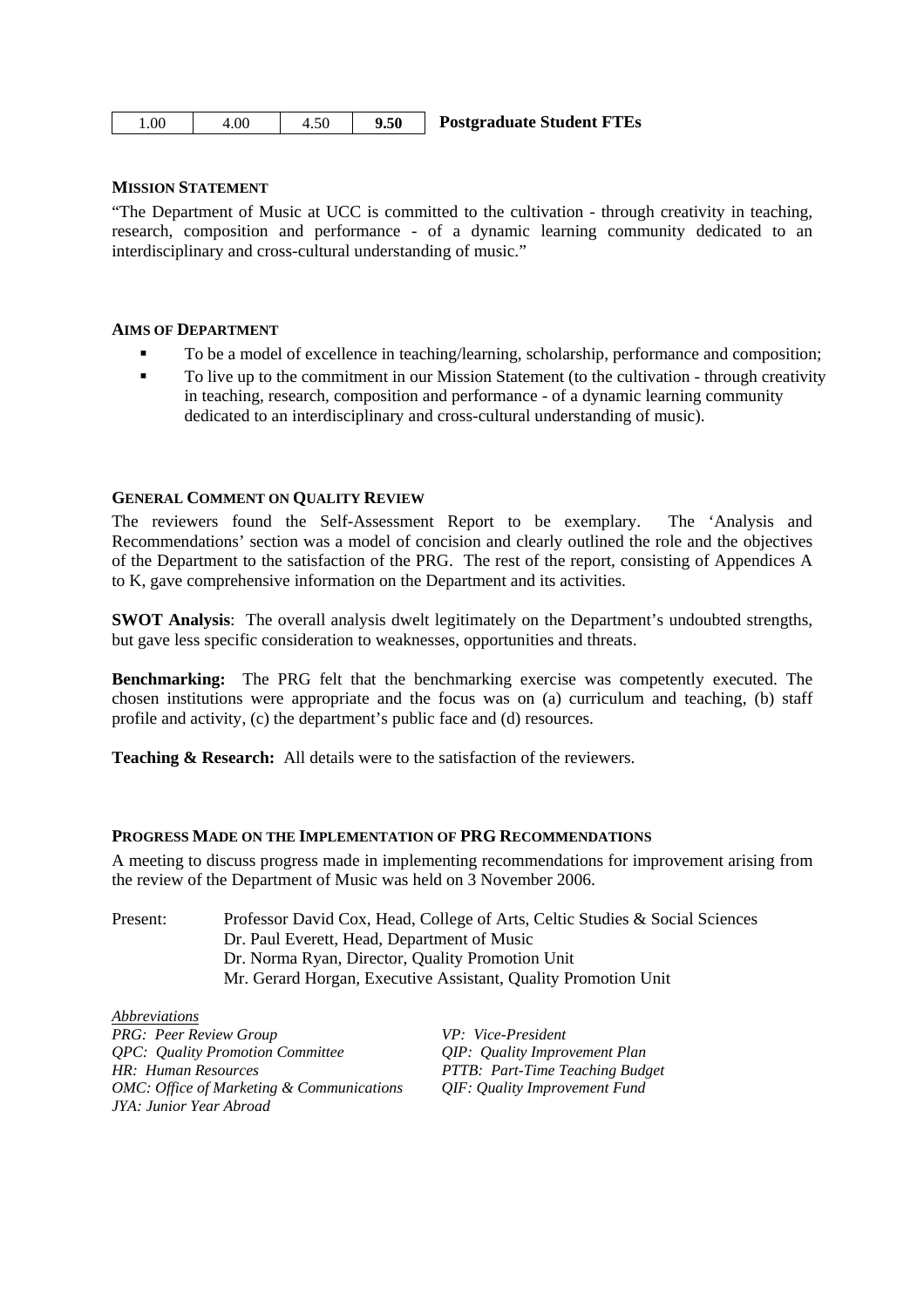| 1.00 | 4.00 | 4.50 | **9.50** | **Postgraduate Student FTEs** |
|---|---|---|---|---|

**MISSION STATEMENT**

"The Department of Music at UCC is committed to the cultivation - through creativity in teaching, research, composition and performance - of a dynamic learning community dedicated to an interdisciplinary and cross-cultural understanding of music."

**AIMS OF DEPARTMENT**

- To be a model of excellence in teaching/learning, scholarship, performance and composition;
- To live up to the commitment in our Mission Statement (to the cultivation - through creativity in teaching, research, composition and performance - of a dynamic learning community dedicated to an interdisciplinary and cross-cultural understanding of music).

**GENERAL COMMENT ON QUALITY REVIEW**

The reviewers found the Self-Assessment Report to be exemplary. The 'Analysis and Recommendations' section was a model of concision and clearly outlined the role and the objectives of the Department to the satisfaction of the PRG. The rest of the report, consisting of Appendices A to K, gave comprehensive information on the Department and its activities.

**SWOT Analysis**: The overall analysis dwelt legitimately on the Department's undoubted strengths, but gave less specific consideration to weaknesses, opportunities and threats.

**Benchmarking:** The PRG felt that the benchmarking exercise was competently executed. The chosen institutions were appropriate and the focus was on (a) curriculum and teaching, (b) staff profile and activity, (c) the department's public face and (d) resources.

**Teaching & Research:** All details were to the satisfaction of the reviewers.

**PROGRESS MADE ON THE IMPLEMENTATION OF PRG RECOMMENDATIONS**

A meeting to discuss progress made in implementing recommendations for improvement arising from the review of the Department of Music was held on 3 November 2006.

Present:
Professor David Cox, Head, College of Arts, Celtic Studies & Social Sciences
Dr. Paul Everett, Head, Department of Music
Dr. Norma Ryan, Director, Quality Promotion Unit
Mr. Gerard Horgan, Executive Assistant, Quality Promotion Unit

*Abbreviations*

*PRG: Peer Review Group*
*QPC: Quality Promotion Committee*
*HR: Human Resources*
*OMC: Office of Marketing & Communications*
*JYA: Junior Year Abroad*
*VP: Vice-President*
*QIP: Quality Improvement Plan*
*PTTB: Part-Time Teaching Budget*
*QIF: Quality Improvement Fund*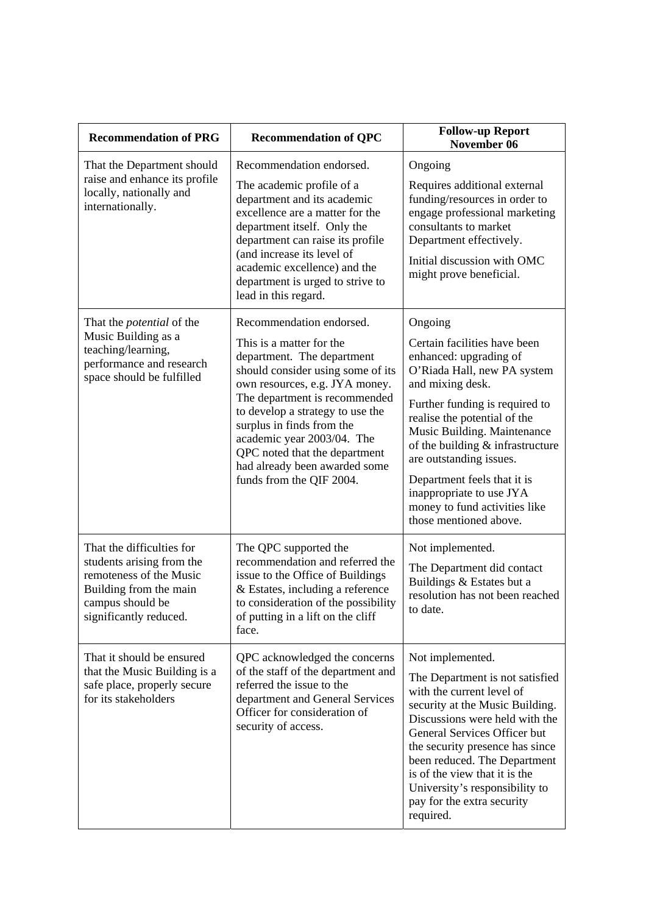| Recommendation of PRG | Recommendation of QPC | Follow-up Report November 06 |
| --- | --- | --- |
| That the Department should raise and enhance its profile locally, nationally and internationally. | Recommendation endorsed.<br><br>The academic profile of a department and its academic excellence are a matter for the department itself. Only the department can raise its profile (and increase its level of academic excellence) and the department is urged to strive to lead in this regard. | Ongoing<br><br>Requires additional external funding/resources in order to engage professional marketing consultants to market Department effectively.<br><br>Initial discussion with OMC might prove beneficial. |
| That the *potential* of the Music Building as a teaching/learning, performance and research space should be fulfilled | Recommendation endorsed.<br><br>This is a matter for the department. The department should consider using some of its own resources, e.g. JYA money. The department is recommended to develop a strategy to use the surplus in finds from the academic year 2003/04. The QPC noted that the department had already been awarded some funds from the QIF 2004. | Ongoing<br><br>Certain facilities have been enhanced: upgrading of O'Riada Hall, new PA system and mixing desk.<br><br>Further funding is required to realise the potential of the Music Building. Maintenance of the building & infrastructure are outstanding issues.<br><br>Department feels that it is inappropriate to use JYA money to fund activities like those mentioned above. |
| That the difficulties for students arising from the remoteness of the Music Building from the main campus should be significantly reduced. | The QPC supported the recommendation and referred the issue to the Office of Buildings & Estates, including a reference to consideration of the possibility of putting in a lift on the cliff face. | Not implemented.<br><br>The Department did contact Buildings & Estates but a resolution has not been reached to date. |
| That it should be ensured that the Music Building is a safe place, properly secure for its stakeholders | QPC acknowledged the concerns of the staff of the department and referred the issue to the department and General Services Officer for consideration of security of access. | Not implemented.<br><br>The Department is not satisfied with the current level of security at the Music Building. Discussions were held with the General Services Officer but the security presence has since been reduced. The Department is of the view that it is the University's responsibility to pay for the extra security required. |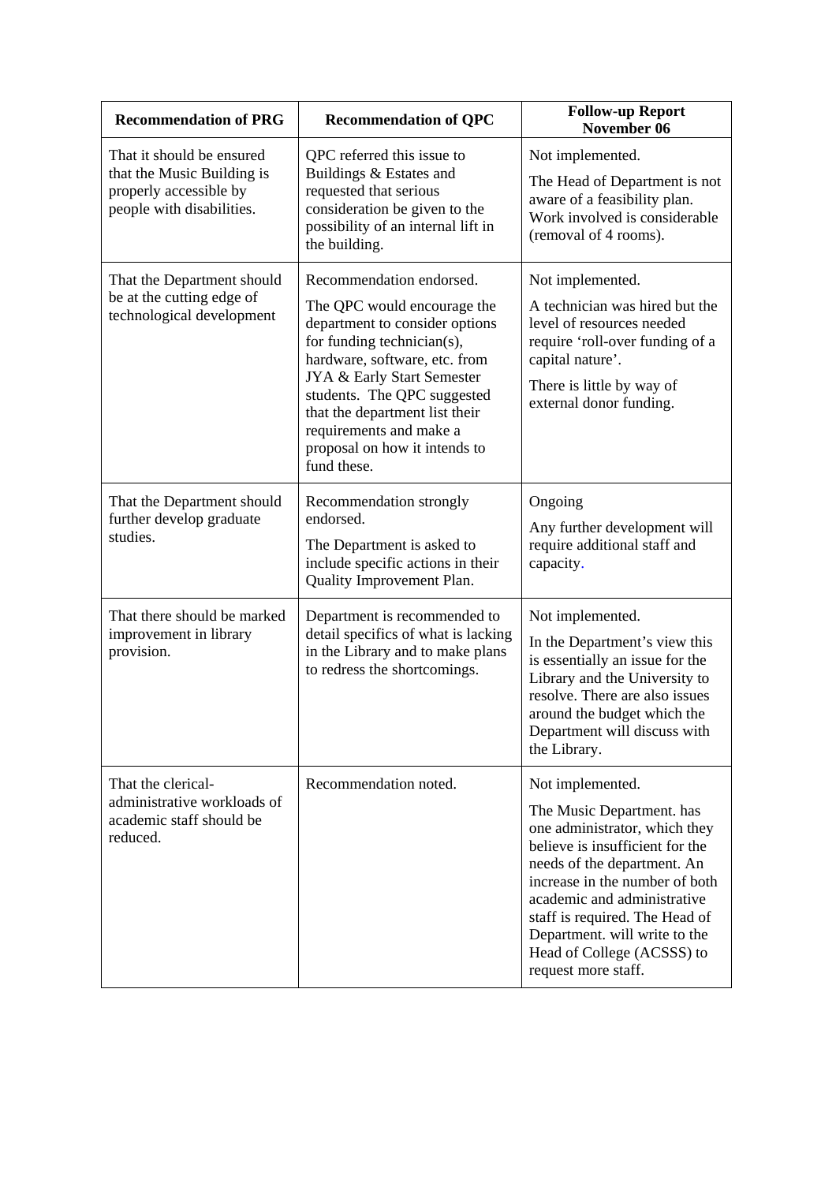| Recommendation of PRG | Recommendation of QPC | Follow-up Report November 06 |
|---|---|---|
| That it should be ensured that the Music Building is properly accessible by people with disabilities. | QPC referred this issue to Buildings & Estates and requested that serious consideration be given to the possibility of an internal lift in the building. | Not implemented.<br><br>The Head of Department is not aware of a feasibility plan. Work involved is considerable (removal of 4 rooms). |
| That the Department should be at the cutting edge of technological development | Recommendation endorsed.<br><br>The QPC would encourage the department to consider options for funding technician(s), hardware, software, etc. from JYA & Early Start Semester students. The QPC suggested that the department list their requirements and make a proposal on how it intends to fund these. | Not implemented.<br><br>A technician was hired but the level of resources needed require 'roll-over funding of a capital nature'.<br><br>There is little by way of external donor funding. |
| That the Department should further develop graduate studies. | Recommendation strongly endorsed.<br><br>The Department is asked to include specific actions in their Quality Improvement Plan. | Ongoing<br><br>Any further development will require additional staff and capacity. |
| That there should be marked improvement in library provision. | Department is recommended to detail specifics of what is lacking in the Library and to make plans to redress the shortcomings. | Not implemented.<br><br>In the Department's view this is essentially an issue for the Library and the University to resolve. There are also issues around the budget which the Department will discuss with the Library. |
| That the clerical-administrative workloads of academic staff should be reduced. | Recommendation noted. | Not implemented.<br><br>The Music Department. has one administrator, which they believe is insufficient for the needs of the department. An increase in the number of both academic and administrative staff is required. The Head of Department. will write to the Head of College (ACSSS) to request more staff. |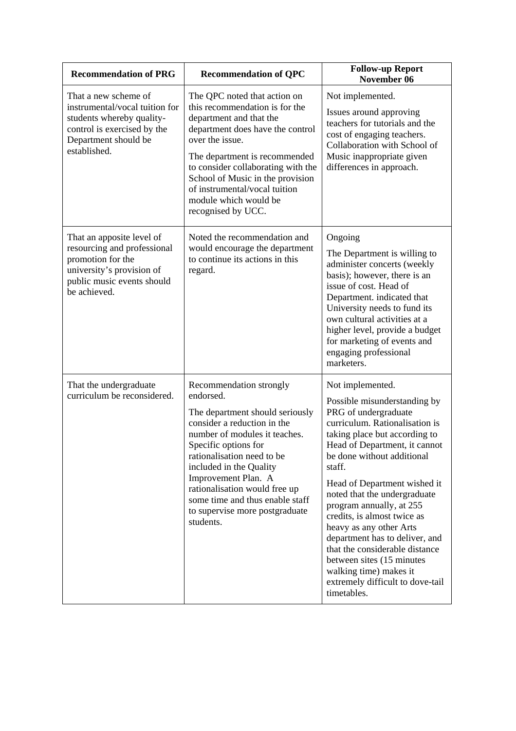| Recommendation of PRG | Recommendation of QPC | Follow-up Report November 06 |
|---|---|---|
| That a new scheme of instrumental/vocal tuition for students whereby quality-control is exercised by the Department should be established. | The QPC noted that action on this recommendation is for the department and that the department does have the control over the issue.<br><br>The department is recommended to consider collaborating with the School of Music in the provision of instrumental/vocal tuition module which would be recognised by UCC. | Not implemented.<br><br>Issues around approving teachers for tutorials and the cost of engaging teachers. Collaboration with School of Music inappropriate given differences in approach. |
| That an apposite level of resourcing and professional promotion for the university's provision of public music events should be achieved. | Noted the recommendation and would encourage the department to continue its actions in this regard. | Ongoing<br><br>The Department is willing to administer concerts (weekly basis); however, there is an issue of cost. Head of Department. indicated that University needs to fund its own cultural activities at a higher level, provide a budget for marketing of events and engaging professional marketers. |
| That the undergraduate curriculum be reconsidered. | Recommendation strongly endorsed.<br><br>The department should seriously consider a reduction in the number of modules it teaches. Specific options for rationalisation need to be included in the Quality Improvement Plan. A rationalisation would free up some time and thus enable staff to supervise more postgraduate students. | Not implemented.<br><br>Possible misunderstanding by PRG of undergraduate curriculum. Rationalisation is taking place but according to Head of Department, it cannot be done without additional staff.<br><br>Head of Department wished it noted that the undergraduate program annually, at 255 credits, is almost twice as heavy as any other Arts department has to deliver, and that the considerable distance between sites (15 minutes walking time) makes it extremely difficult to dove-tail timetables. |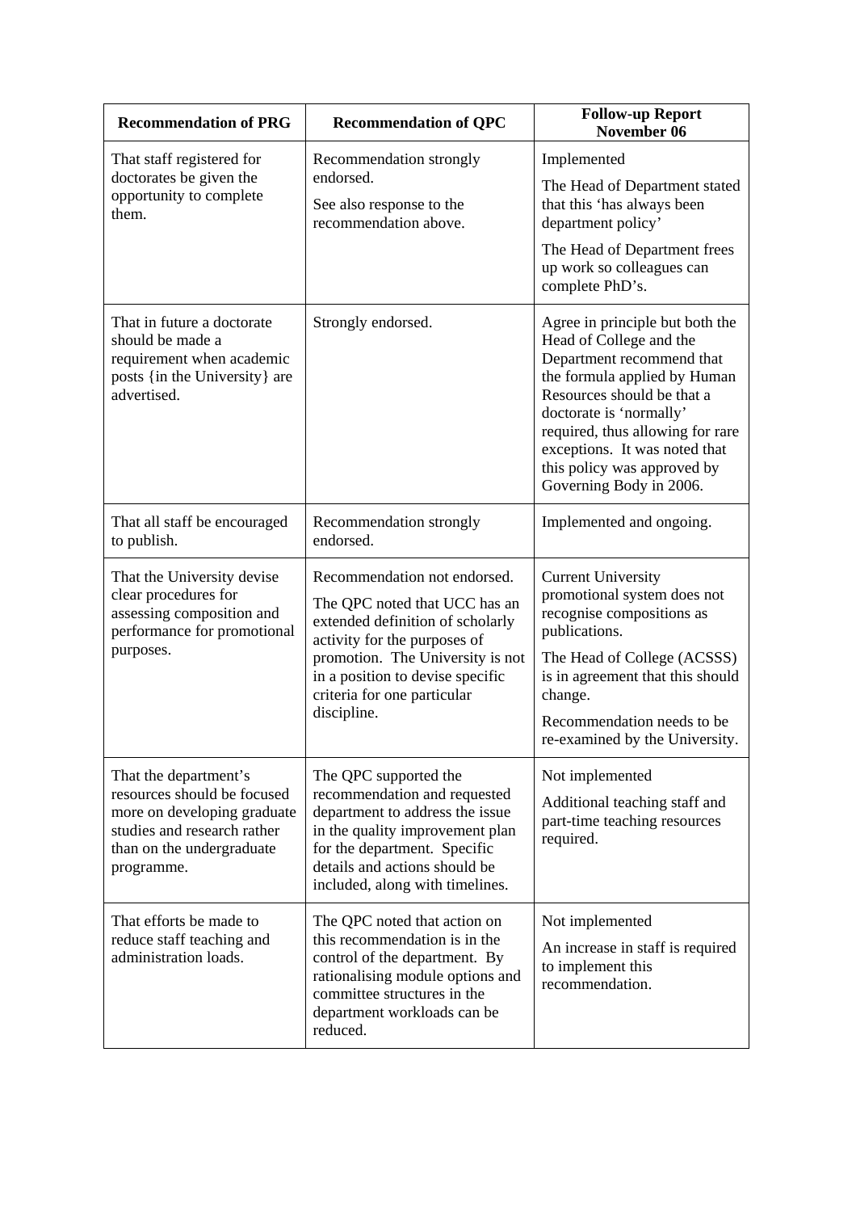| Recommendation of PRG | Recommendation of QPC | Follow-up Report November 06 |
| --- | --- | --- |
| That staff registered for doctorates be given the opportunity to complete them. | Recommendation strongly endorsed.<br><br>See also response to the recommendation above. | Implemented<br><br>The Head of Department stated that this 'has always been department policy'<br><br>The Head of Department frees up work so colleagues can complete PhD's. |
| That in future a doctorate should be made a requirement when academic posts {in the University} are advertised. | Strongly endorsed. | Agree in principle but both the Head of College and the Department recommend that the formula applied by Human Resources should be that a doctorate is 'normally' required, thus allowing for rare exceptions. It was noted that this policy was approved by Governing Body in 2006. |
| That all staff be encouraged to publish. | Recommendation strongly endorsed. | Implemented and ongoing. |
| That the University devise clear procedures for assessing composition and performance for promotional purposes. | Recommendation not endorsed.<br><br>The QPC noted that UCC has an extended definition of scholarly activity for the purposes of promotion. The University is not in a position to devise specific criteria for one particular discipline. | Current University promotional system does not recognise compositions as publications.<br><br>The Head of College (ACSSS) is in agreement that this should change.<br><br>Recommendation needs to be re-examined by the University. |
| That the department's resources should be focused more on developing graduate studies and research rather than on the undergraduate programme. | The QPC supported the recommendation and requested department to address the issue in the quality improvement plan for the department. Specific details and actions should be included, along with timelines. | Not implemented<br><br>Additional teaching staff and part-time teaching resources required. |
| That efforts be made to reduce staff teaching and administration loads. | The QPC noted that action on this recommendation is in the control of the department. By rationalising module options and committee structures in the department workloads can be reduced. | Not implemented<br><br>An increase in staff is required to implement this recommendation. |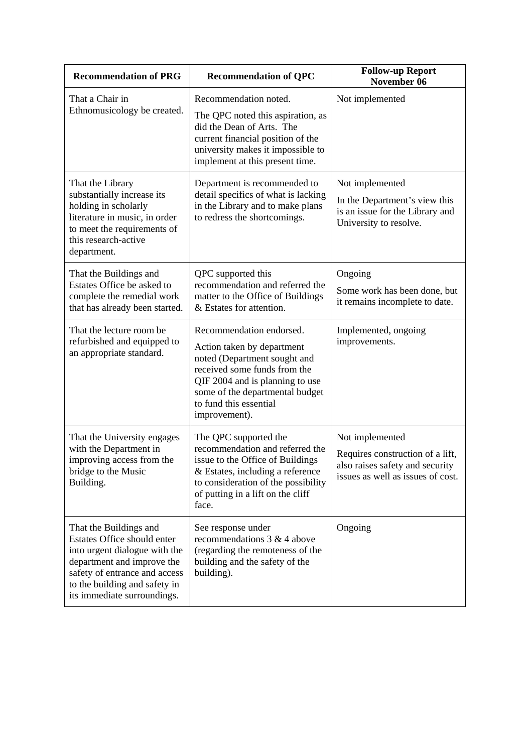| Recommendation of PRG | Recommendation of QPC | Follow-up Report November 06 |
| --- | --- | --- |
| That a Chair in Ethnomusicology be created. | Recommendation noted.<br><br>The QPC noted this aspiration, as did the Dean of Arts. The current financial position of the university makes it impossible to implement at this present time. | Not implemented |
| That the Library substantially increase its holding in scholarly literature in music, in order to meet the requirements of this research-active department. | Department is recommended to detail specifics of what is lacking in the Library and to make plans to redress the shortcomings. | Not implemented<br><br>In the Department's view this is an issue for the Library and University to resolve. |
| That the Buildings and Estates Office be asked to complete the remedial work that has already been started. | QPC supported this recommendation and referred the matter to the Office of Buildings & Estates for attention. | Ongoing<br><br>Some work has been done, but it remains incomplete to date. |
| That the lecture room be refurbished and equipped to an appropriate standard. | Recommendation endorsed.<br><br>Action taken by department noted (Department sought and received some funds from the QIF 2004 and is planning to use some of the departmental budget to fund this essential improvement). | Implemented, ongoing improvements. |
| That the University engages with the Department in improving access from the bridge to the Music Building. | The QPC supported the recommendation and referred the issue to the Office of Buildings & Estates, including a reference to consideration of the possibility of putting in a lift on the cliff face. | Not implemented<br><br>Requires construction of a lift, also raises safety and security issues as well as issues of cost. |
| That the Buildings and Estates Office should enter into urgent dialogue with the department and improve the safety of entrance and access to the building and safety in its immediate surroundings. | See response under recommendations 3 & 4 above (regarding the remoteness of the building and the safety of the building). | Ongoing |